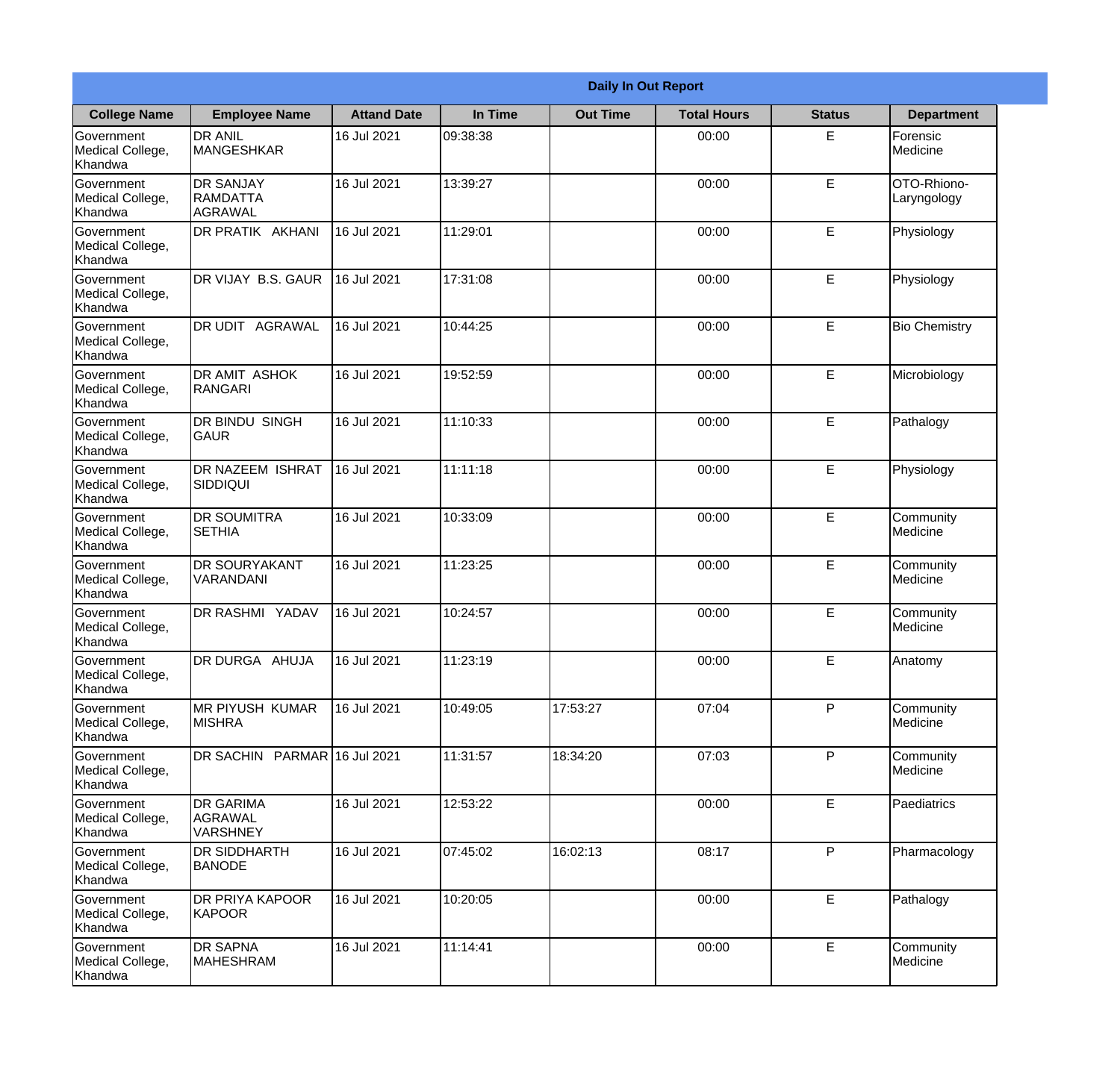## Daily In Out Report

| College Name | Employee Name | Attand Date | In Time | Out Time | Total Hours | Status | Department |
|---|---|---|---|---|---|---|---|
| Government Medical College, Khandwa | DR ANIL MANGESHKAR | 16 Jul 2021 | 09:38:38 | | 00:00 | E | Forensic Medicine |
| Government Medical College, Khandwa | DR SANJAY RAMDATTA AGRAWAL | 16 Jul 2021 | 13:39:27 | | 00:00 | E | OTO-Rhiono-Laryngology |
| Government Medical College, Khandwa | DR PRATIK AKHANI | 16 Jul 2021 | 11:29:01 | | 00:00 | E | Physiology |
| Government Medical College, Khandwa | DR VIJAY B.S. GAUR | 16 Jul 2021 | 17:31:08 | | 00:00 | E | Physiology |
| Government Medical College, Khandwa | DR UDIT AGRAWAL | 16 Jul 2021 | 10:44:25 | | 00:00 | E | Bio Chemistry |
| Government Medical College, Khandwa | DR AMIT ASHOK RANGARI | 16 Jul 2021 | 19:52:59 | | 00:00 | E | Microbiology |
| Government Medical College, Khandwa | DR BINDU SINGH GAUR | 16 Jul 2021 | 11:10:33 | | 00:00 | E | Pathalogy |
| Government Medical College, Khandwa | DR NAZEEM ISHRAT SIDDIQUI | 16 Jul 2021 | 11:11:18 | | 00:00 | E | Physiology |
| Government Medical College, Khandwa | DR SOUMITRA SETHIA | 16 Jul 2021 | 10:33:09 | | 00:00 | E | Community Medicine |
| Government Medical College, Khandwa | DR SOURYAKANT VARANDANI | 16 Jul 2021 | 11:23:25 | | 00:00 | E | Community Medicine |
| Government Medical College, Khandwa | DR RASHMI YADAV | 16 Jul 2021 | 10:24:57 | | 00:00 | E | Community Medicine |
| Government Medical College, Khandwa | DR DURGA AHUJA | 16 Jul 2021 | 11:23:19 | | 00:00 | E | Anatomy |
| Government Medical College, Khandwa | MR PIYUSH KUMAR MISHRA | 16 Jul 2021 | 10:49:05 | 17:53:27 | 07:04 | P | Community Medicine |
| Government Medical College, Khandwa | DR SACHIN PARMAR | 16 Jul 2021 | 11:31:57 | 18:34:20 | 07:03 | P | Community Medicine |
| Government Medical College, Khandwa | DR GARIMA AGRAWAL VARSHNEY | 16 Jul 2021 | 12:53:22 | | 00:00 | E | Paediatrics |
| Government Medical College, Khandwa | DR SIDDHARTH BANODE | 16 Jul 2021 | 07:45:02 | 16:02:13 | 08:17 | P | Pharmacology |
| Government Medical College, Khandwa | DR PRIYA KAPOOR KAPOOR | 16 Jul 2021 | 10:20:05 | | 00:00 | E | Pathalogy |
| Government Medical College, Khandwa | DR SAPNA MAHESHRAM | 16 Jul 2021 | 11:14:41 | | 00:00 | E | Community Medicine |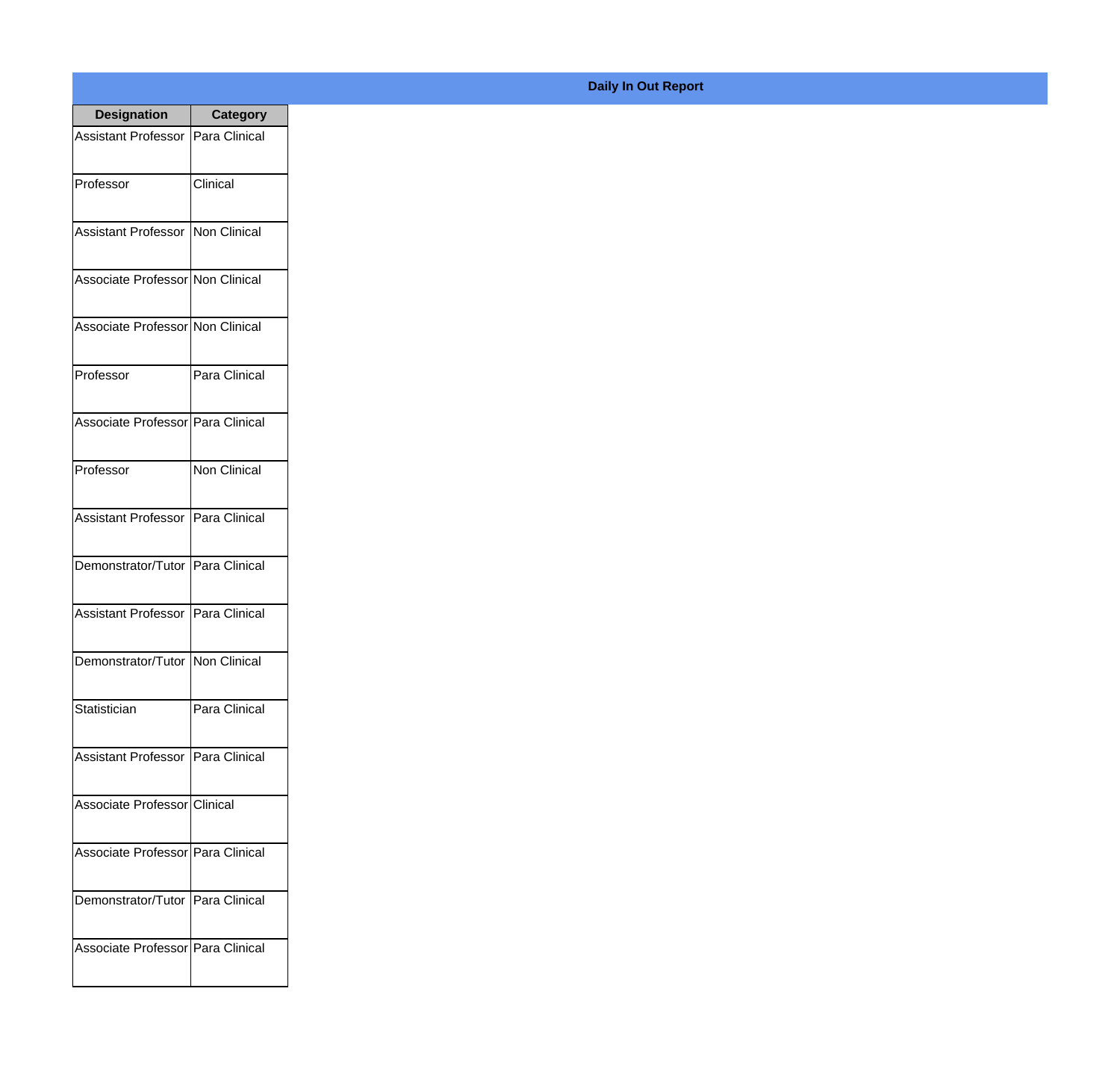**Daily In Out Report**

| Designation | Category |
|---|---|
| Assistant Professor | Para Clinical |
| Professor | Clinical |
| Assistant Professor | Non Clinical |
| Associate Professor | Non Clinical |
| Associate Professor | Non Clinical |
| Professor | Para Clinical |
| Associate Professor | Para Clinical |
| Professor | Non Clinical |
| Assistant Professor | Para Clinical |
| Demonstrator/Tutor | Para Clinical |
| Assistant Professor | Para Clinical |
| Demonstrator/Tutor | Non Clinical |
| Statistician | Para Clinical |
| Assistant Professor | Para Clinical |
| Associate Professor | Clinical |
| Associate Professor | Para Clinical |
| Demonstrator/Tutor | Para Clinical |
| Associate Professor | Para Clinical |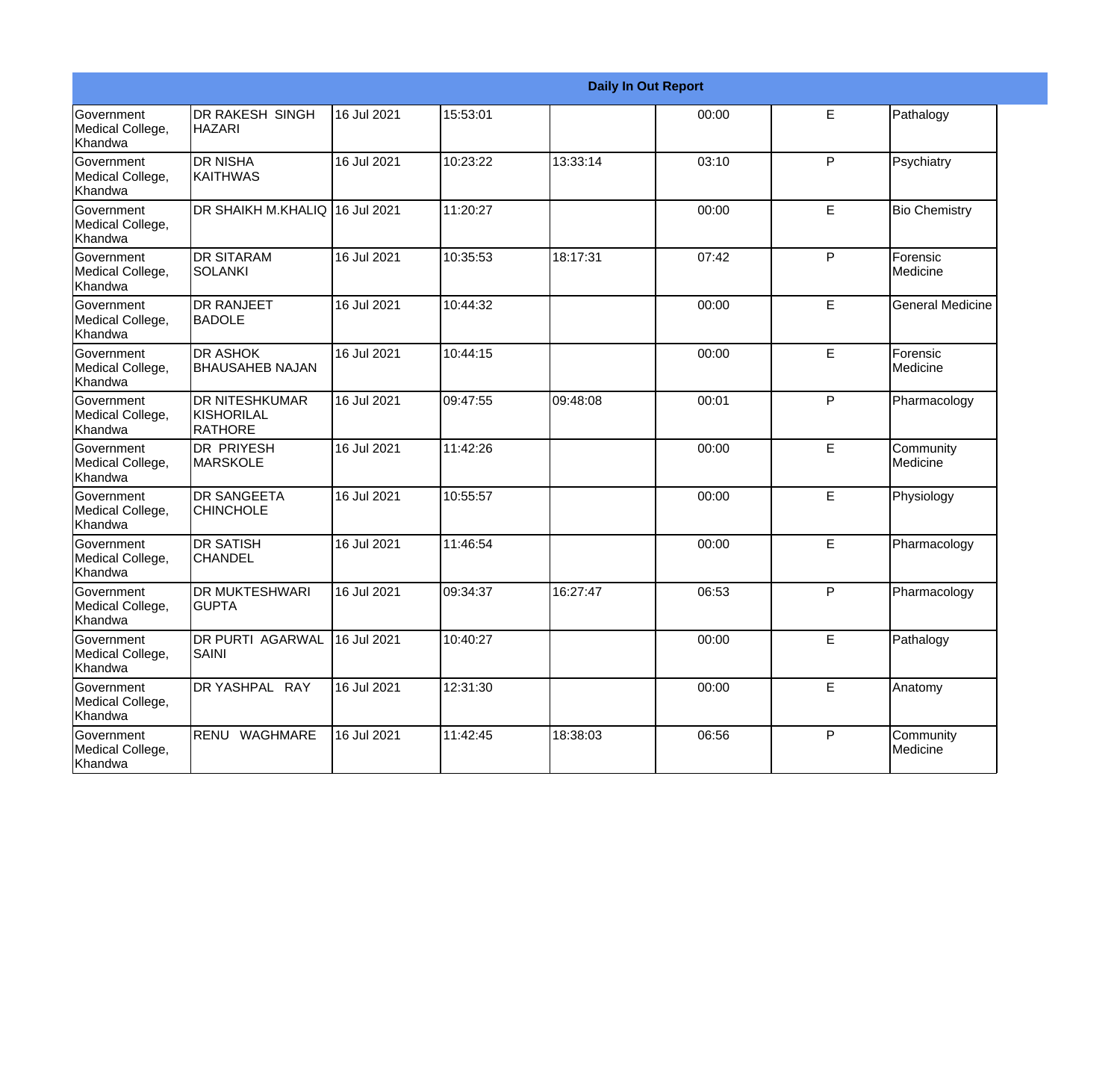| Daily In Out Report | | | | | | | |
|---|---|---|---|---|---|---|---|
| Government Medical College, Khandwa | DR RAKESH SINGH HAZARI | 16 Jul 2021 | 15:53:01 | | 00:00 | E | Pathalogy |
| Government Medical College, Khandwa | DR NISHA KAITHWAS | 16 Jul 2021 | 10:23:22 | 13:33:14 | 03:10 | P | Psychiatry |
| Government Medical College, Khandwa | DR SHAIKH M.KHALIQ | 16 Jul 2021 | 11:20:27 | | 00:00 | E | Bio Chemistry |
| Government Medical College, Khandwa | DR SITARAM SOLANKI | 16 Jul 2021 | 10:35:53 | 18:17:31 | 07:42 | P | Forensic Medicine |
| Government Medical College, Khandwa | DR RANJEET BADOLE | 16 Jul 2021 | 10:44:32 | | 00:00 | E | General Medicine |
| Government Medical College, Khandwa | DR ASHOK BHAUSAHEB NAJAN | 16 Jul 2021 | 10:44:15 | | 00:00 | E | Forensic Medicine |
| Government Medical College, Khandwa | DR NITESHKUMAR KISHORILAL RATHORE | 16 Jul 2021 | 09:47:55 | 09:48:08 | 00:01 | P | Pharmacology |
| Government Medical College, Khandwa | DR PRIYESH MARSKOLE | 16 Jul 2021 | 11:42:26 | | 00:00 | E | Community Medicine |
| Government Medical College, Khandwa | DR SANGEETA CHINCHOLE | 16 Jul 2021 | 10:55:57 | | 00:00 | E | Physiology |
| Government Medical College, Khandwa | DR SATISH CHANDEL | 16 Jul 2021 | 11:46:54 | | 00:00 | E | Pharmacology |
| Government Medical College, Khandwa | DR MUKTESHWARI GUPTA | 16 Jul 2021 | 09:34:37 | 16:27:47 | 06:53 | P | Pharmacology |
| Government Medical College, Khandwa | DR PURTI AGARWAL SAINI | 16 Jul 2021 | 10:40:27 | | 00:00 | E | Pathalogy |
| Government Medical College, Khandwa | DR YASHPAL RAY | 16 Jul 2021 | 12:31:30 | | 00:00 | E | Anatomy |
| Government Medical College, Khandwa | RENU WAGHMARE | 16 Jul 2021 | 11:42:45 | 18:38:03 | 06:56 | P | Community Medicine |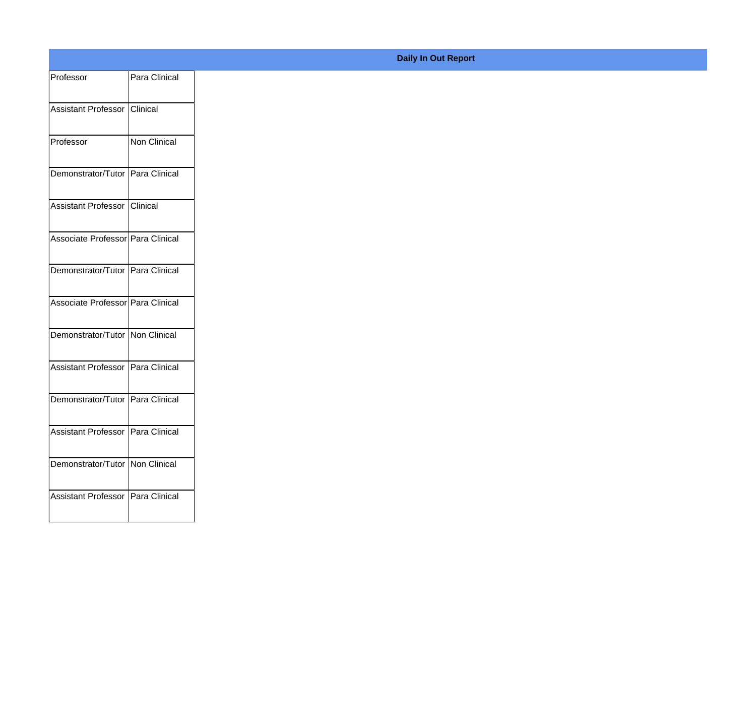**Daily In Out Report**

| | |
|---|---|
| Professor | Para Clinical |
| Assistant Professor | Clinical |
| Professor | Non Clinical |
| Demonstrator/Tutor | Para Clinical |
| Assistant Professor | Clinical |
| Associate Professor | Para Clinical |
| Demonstrator/Tutor | Para Clinical |
| Associate Professor | Para Clinical |
| Demonstrator/Tutor | Non Clinical |
| Assistant Professor | Para Clinical |
| Demonstrator/Tutor | Para Clinical |
| Assistant Professor | Para Clinical |
| Demonstrator/Tutor | Non Clinical |
| Assistant Professor | Para Clinical |